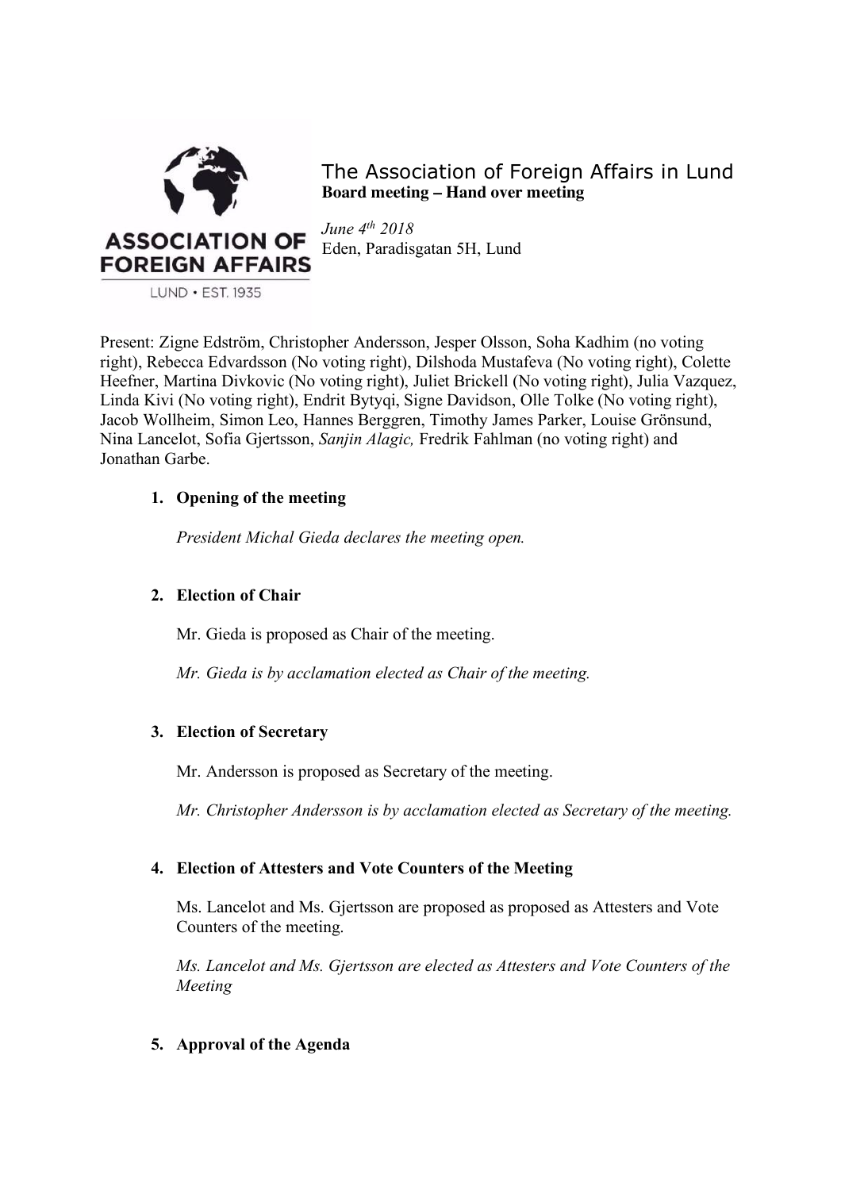# The Association of Foreign Affairs in Lund

**Board meeting – Hand over meeting**

*June 4th 2018*
Eden, Paradisgatan 5H, Lund

Present: Zigne Edström, Christopher Andersson, Jesper Olsson, Soha Kadhim (no voting right), Rebecca Edvardsson (No voting right), Dilshoda Mustafeva (No voting right), Colette Heefner, Martina Divkovic (No voting right), Juliet Brickell (No voting right), Julia Vazquez, Linda Kivi (No voting right), Endrit Bytyqi, Signe Davidson, Olle Tolke (No voting right), Jacob Wollheim, Simon Leo, Hannes Berggren, Timothy James Parker, Louise Grönsund, Nina Lancelot, Sofia Gjertsson, *Sanjin Alagic,* Fredrik Fahlman (no voting right) and Jonathan Garbe.

1. **Opening of the meeting**

   *President Michal Gieda declares the meeting open.*

2. **Election of Chair**

   Mr. Gieda is proposed as Chair of the meeting.

   *Mr. Gieda is by acclamation elected as Chair of the meeting.*

3. **Election of Secretary**

   Mr. Andersson is proposed as Secretary of the meeting.

   *Mr. Christopher Andersson is by acclamation elected as Secretary of the meeting.*

4. **Election of Attesters and Vote Counters of the Meeting**

   Ms. Lancelot and Ms. Gjertsson are proposed as proposed as Attesters and Vote Counters of the meeting.

   *Ms. Lancelot and Ms. Gjertsson are elected as Attesters and Vote Counters of the Meeting*

5. **Approval of the Agenda**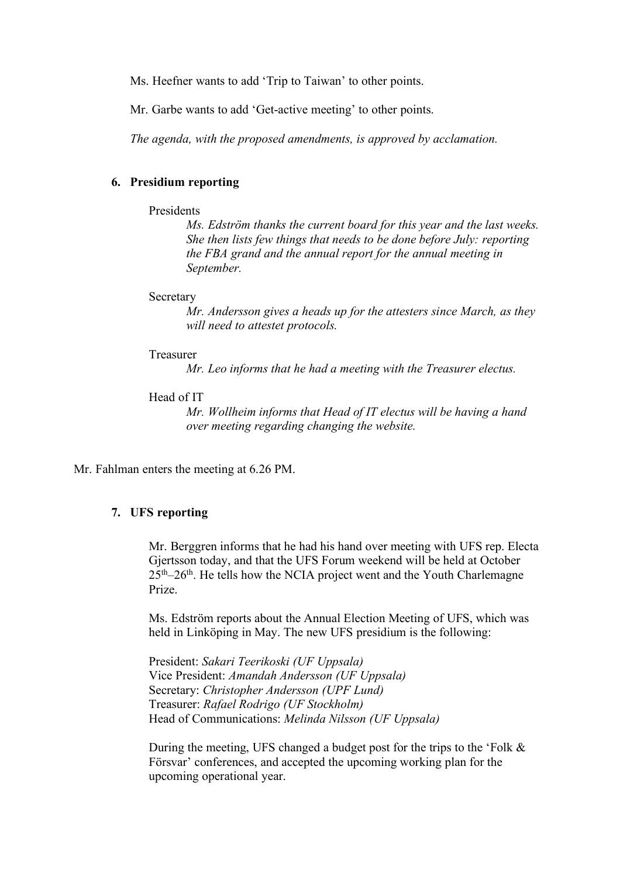Ms. Heefner wants to add 'Trip to Taiwan' to other points.

Mr. Garbe wants to add 'Get-active meeting' to other points.

*The agenda, with the proposed amendments, is approved by acclamation.*

### 6. Presidium reporting

Presidents

*Ms. Edström thanks the current board for this year and the last weeks. She then lists few things that needs to be done before July: reporting the FBA grand and the annual report for the annual meeting in September.*

Secretary

*Mr. Andersson gives a heads up for the attesters since March, as they will need to attestet protocols.*

Treasurer

*Mr. Leo informs that he had a meeting with the Treasurer electus.*

Head of IT

*Mr. Wollheim informs that Head of IT electus will be having a hand over meeting regarding changing the website.*

Mr. Fahlman enters the meeting at 6.26 PM.

### 7. UFS reporting

Mr. Berggren informs that he had his hand over meeting with UFS rep. Electa Gjertsson today, and that the UFS Forum weekend will be held at October 25th–26th. He tells how the NCIA project went and the Youth Charlemagne Prize.

Ms. Edström reports about the Annual Election Meeting of UFS, which was held in Linköping in May. The new UFS presidium is the following:

President: *Sakari Teerikoski (UF Uppsala)*
Vice President: *Amandah Andersson (UF Uppsala)*
Secretary: *Christopher Andersson (UPF Lund)*
Treasurer: *Rafael Rodrigo (UF Stockholm)*
Head of Communications: *Melinda Nilsson (UF Uppsala)*

During the meeting, UFS changed a budget post for the trips to the 'Folk & Försvar' conferences, and accepted the upcoming working plan for the upcoming operational year.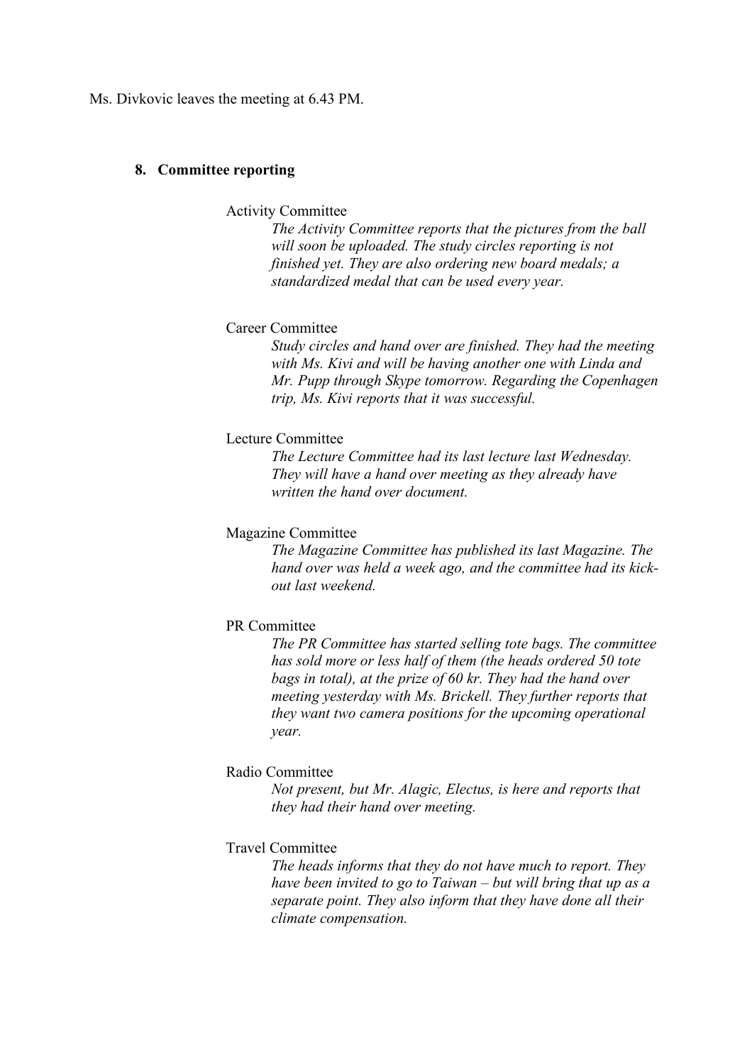Ms. Divkovic leaves the meeting at 6.43 PM.

## 8. Committee reporting

Activity Committee

*The Activity Committee reports that the pictures from the ball will soon be uploaded. The study circles reporting is not finished yet. They are also ordering new board medals; a standardized medal that can be used every year.*

Career Committee

*Study circles and hand over are finished. They had the meeting with Ms. Kivi and will be having another one with Linda and Mr. Pupp through Skype tomorrow. Regarding the Copenhagen trip, Ms. Kivi reports that it was successful.*

Lecture Committee

*The Lecture Committee had its last lecture last Wednesday. They will have a hand over meeting as they already have written the hand over document.*

Magazine Committee

*The Magazine Committee has published its last Magazine. The hand over was held a week ago, and the committee had its kick-out last weekend.*

PR Committee

*The PR Committee has started selling tote bags. The committee has sold more or less half of them (the heads ordered 50 tote bags in total), at the prize of 60 kr. They had the hand over meeting yesterday with Ms. Brickell. They further reports that they want two camera positions for the upcoming operational year.*

Radio Committee

*Not present, but Mr. Alagic, Electus, is here and reports that they had their hand over meeting.*

Travel Committee

*The heads informs that they do not have much to report. They have been invited to go to Taiwan – but will bring that up as a separate point. They also inform that they have done all their climate compensation.*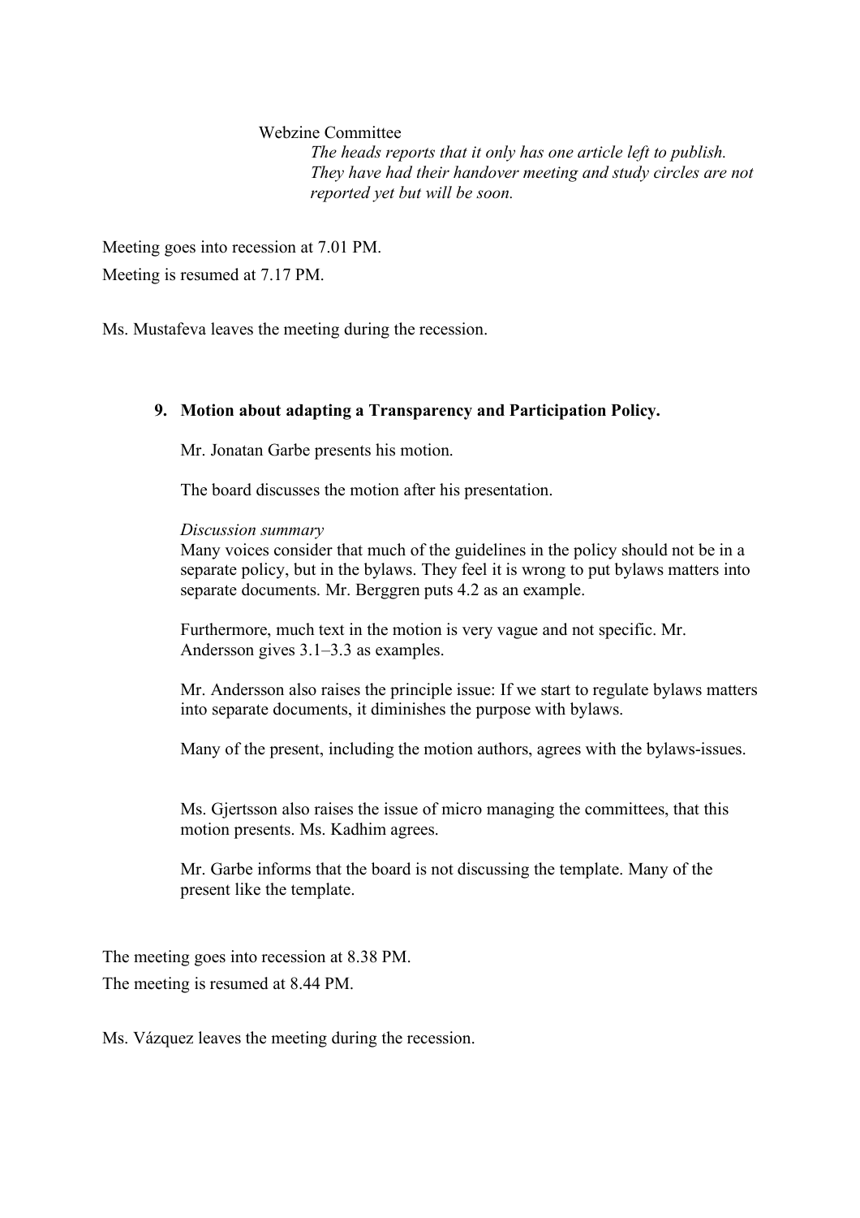Webzine Committee

*The heads reports that it only has one article left to publish. They have had their handover meeting and study circles are not reported yet but will be soon.*

Meeting goes into recession at 7.01 PM.

Meeting is resumed at 7.17 PM.

Ms. Mustafeva leaves the meeting during the recession.

**9. Motion about adapting a Transparency and Participation Policy.**

Mr. Jonatan Garbe presents his motion.

The board discusses the motion after his presentation.

*Discussion summary*

Many voices consider that much of the guidelines in the policy should not be in a separate policy, but in the bylaws. They feel it is wrong to put bylaws matters into separate documents. Mr. Berggren puts 4.2 as an example.

Furthermore, much text in the motion is very vague and not specific. Mr. Andersson gives 3.1–3.3 as examples.

Mr. Andersson also raises the principle issue: If we start to regulate bylaws matters into separate documents, it diminishes the purpose with bylaws.

Many of the present, including the motion authors, agrees with the bylaws-issues.

Ms. Gjertsson also raises the issue of micro managing the committees, that this motion presents. Ms. Kadhim agrees.

Mr. Garbe informs that the board is not discussing the template. Many of the present like the template.

The meeting goes into recession at 8.38 PM.

The meeting is resumed at 8.44 PM.

Ms. Vázquez leaves the meeting during the recession.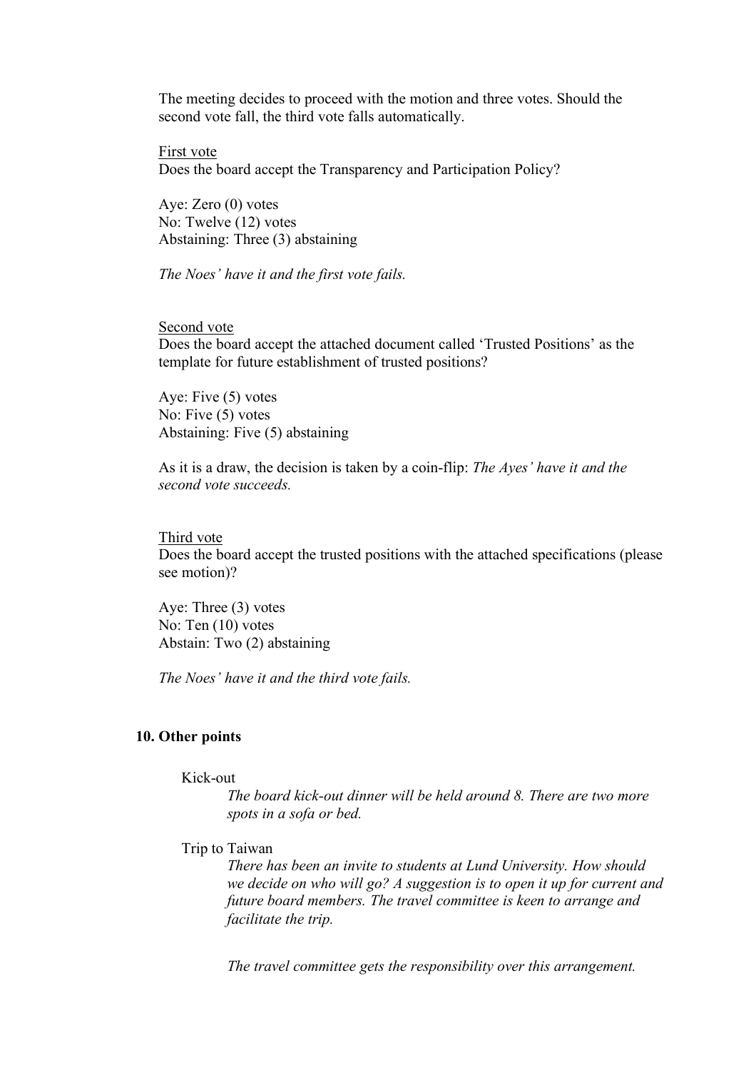The meeting decides to proceed with the motion and three votes. Should the second vote fall, the third vote falls automatically.

<u>First vote</u>
Does the board accept the Transparency and Participation Policy?

Aye: Zero (0) votes
No: Twelve (12) votes
Abstaining: Three (3) abstaining

*The Noes' have it and the first vote fails.*

<u>Second vote</u>
Does the board accept the attached document called 'Trusted Positions' as the template for future establishment of trusted positions?

Aye: Five (5) votes
No: Five (5) votes
Abstaining: Five (5) abstaining

As it is a draw, the decision is taken by a coin-flip: *The Ayes' have it and the second vote succeeds.*

<u>Third vote</u>
Does the board accept the trusted positions with the attached specifications (please see motion)?

Aye: Three (3) votes
No: Ten (10) votes
Abstain: Two (2) abstaining

*The Noes' have it and the third vote fails.*

## 10. Other points

Kick-out

*The board kick-out dinner will be held around 8. There are two more spots in a sofa or bed.*

Trip to Taiwan

*There has been an invite to students at Lund University. How should we decide on who will go? A suggestion is to open it up for current and future board members. The travel committee is keen to arrange and facilitate the trip.*

*The travel committee gets the responsibility over this arrangement.*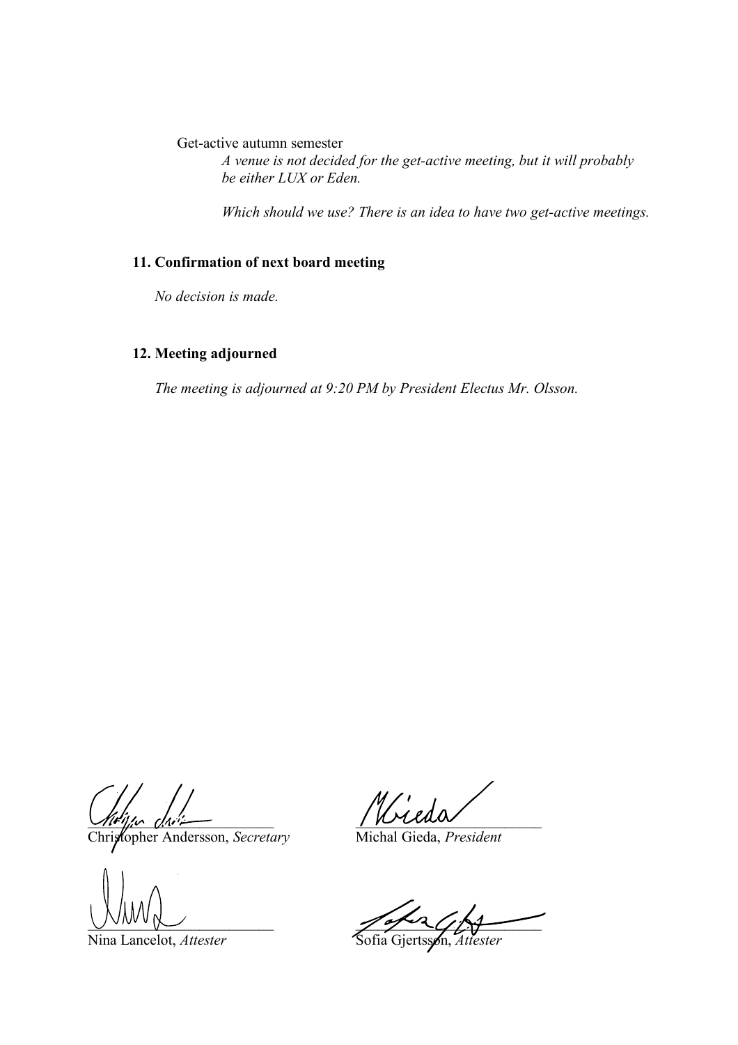Get-active autumn semester

*A venue is not decided for the get-active meeting, but it will probably be either LUX or Eden.*

*Which should we use? There is an idea to have two get-active meetings.*

### 11. Confirmation of next board meeting

*No decision is made.*

### 12. Meeting adjourned

*The meeting is adjourned at 9:20 PM by President Electus Mr. Olsson.*

Christopher Andersson, *Secretary*

Michal Gieda, *President*

Nina Lancelot, *Attester*

Sofia Gjertsson, *Attester*